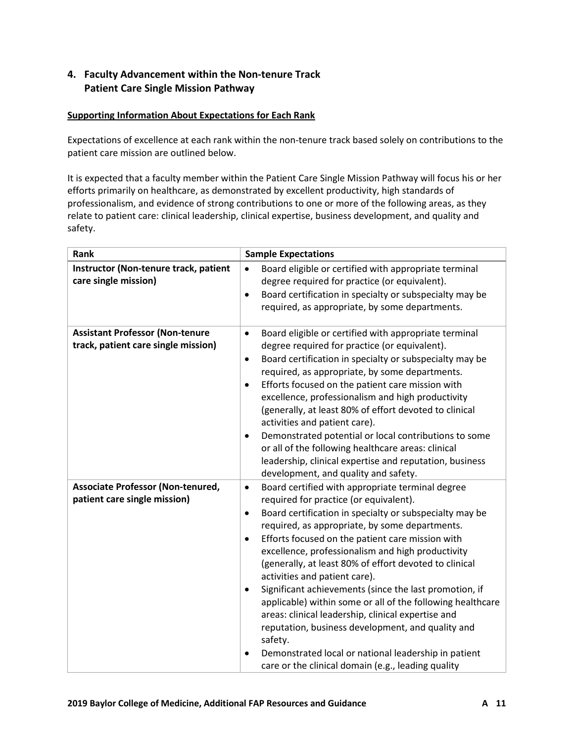## 4. Faculty Advancement within the Non-tenure Track Patient Care Single Mission Pathway

**Supporting Information About Expectations for Each Rank**

Expectations of excellence at each rank within the non-tenure track based solely on contributions to the patient care mission are outlined below.

It is expected that a faculty member within the Patient Care Single Mission Pathway will focus his or her efforts primarily on healthcare, as demonstrated by excellent productivity, high standards of professionalism, and evidence of strong contributions to one or more of the following areas, as they relate to patient care: clinical leadership, clinical expertise, business development, and quality and safety.

| Rank | Sample Expectations |
| --- | --- |
| **Instructor (Non-tenure track, patient care single mission)** | • Board eligible or certified with appropriate terminal degree required for practice (or equivalent).<br>• Board certification in specialty or subspecialty may be required, as appropriate, by some departments. |
| **Assistant Professor (Non-tenure track, patient care single mission)** | • Board eligible or certified with appropriate terminal degree required for practice (or equivalent).<br>• Board certification in specialty or subspecialty may be required, as appropriate, by some departments.<br>• Efforts focused on the patient care mission with excellence, professionalism and high productivity (generally, at least 80% of effort devoted to clinical activities and patient care).<br>• Demonstrated potential or local contributions to some or all of the following healthcare areas: clinical leadership, clinical expertise and reputation, business development, and quality and safety. |
| **Associate Professor (Non-tenured, patient care single mission)** | • Board certified with appropriate terminal degree required for practice (or equivalent).<br>• Board certification in specialty or subspecialty may be required, as appropriate, by some departments.<br>• Efforts focused on the patient care mission with excellence, professionalism and high productivity (generally, at least 80% of effort devoted to clinical activities and patient care).<br>• Significant achievements (since the last promotion, if applicable) within some or all of the following healthcare areas: clinical leadership, clinical expertise and reputation, business development, and quality and safety.<br>• Demonstrated local or national leadership in patient care or the clinical domain (e.g., leading quality |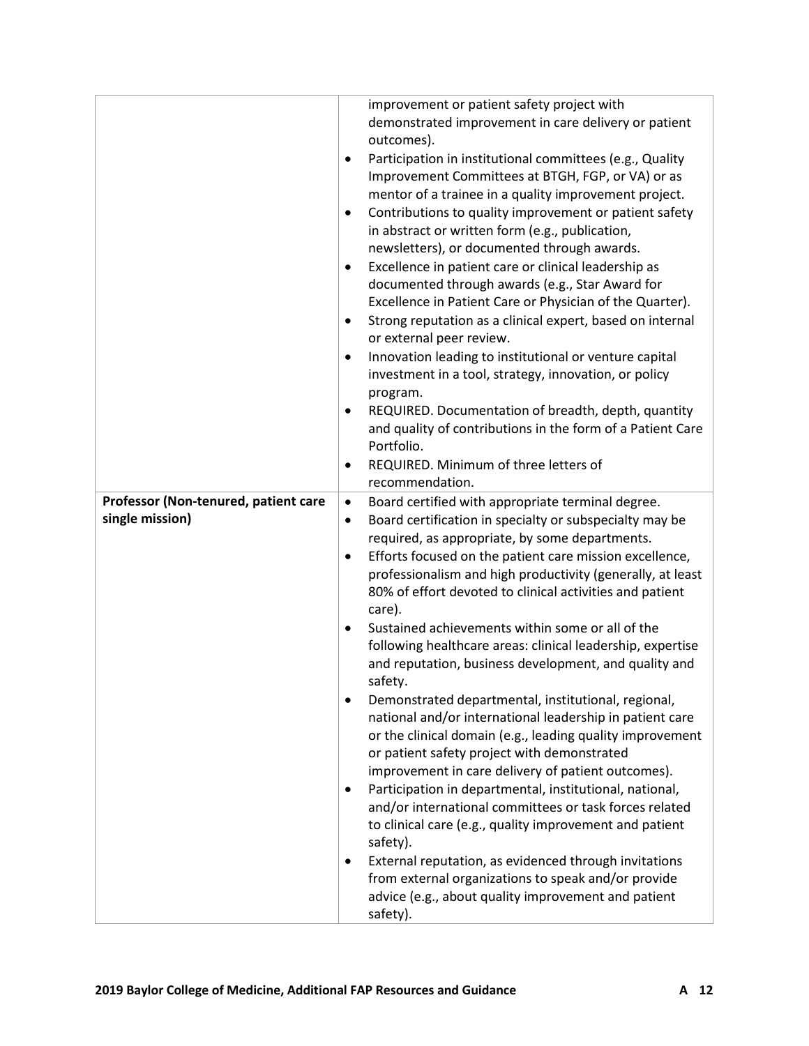| | |
|---|---|
| | improvement or patient safety project with demonstrated improvement in care delivery or patient outcomes).<br>• Participation in institutional committees (e.g., Quality Improvement Committees at BTGH, FGP, or VA) or as mentor of a trainee in a quality improvement project.<br>• Contributions to quality improvement or patient safety in abstract or written form (e.g., publication, newsletters), or documented through awards.<br>• Excellence in patient care or clinical leadership as documented through awards (e.g., Star Award for Excellence in Patient Care or Physician of the Quarter).<br>• Strong reputation as a clinical expert, based on internal or external peer review.<br>• Innovation leading to institutional or venture capital investment in a tool, strategy, innovation, or policy program.<br>• REQUIRED. Documentation of breadth, depth, quantity and quality of contributions in the form of a Patient Care Portfolio.<br>• REQUIRED. Minimum of three letters of recommendation. |
| **Professor (Non-tenured, patient care single mission)** | • Board certified with appropriate terminal degree.<br>• Board certification in specialty or subspecialty may be required, as appropriate, by some departments.<br>• Efforts focused on the patient care mission excellence, professionalism and high productivity (generally, at least 80% of effort devoted to clinical activities and patient care).<br>• Sustained achievements within some or all of the following healthcare areas: clinical leadership, expertise and reputation, business development, and quality and safety.<br>• Demonstrated departmental, institutional, regional, national and/or international leadership in patient care or the clinical domain (e.g., leading quality improvement or patient safety project with demonstrated improvement in care delivery of patient outcomes).<br>• Participation in departmental, institutional, national, and/or international committees or task forces related to clinical care (e.g., quality improvement and patient safety).<br>• External reputation, as evidenced through invitations from external organizations to speak and/or provide advice (e.g., about quality improvement and patient safety). |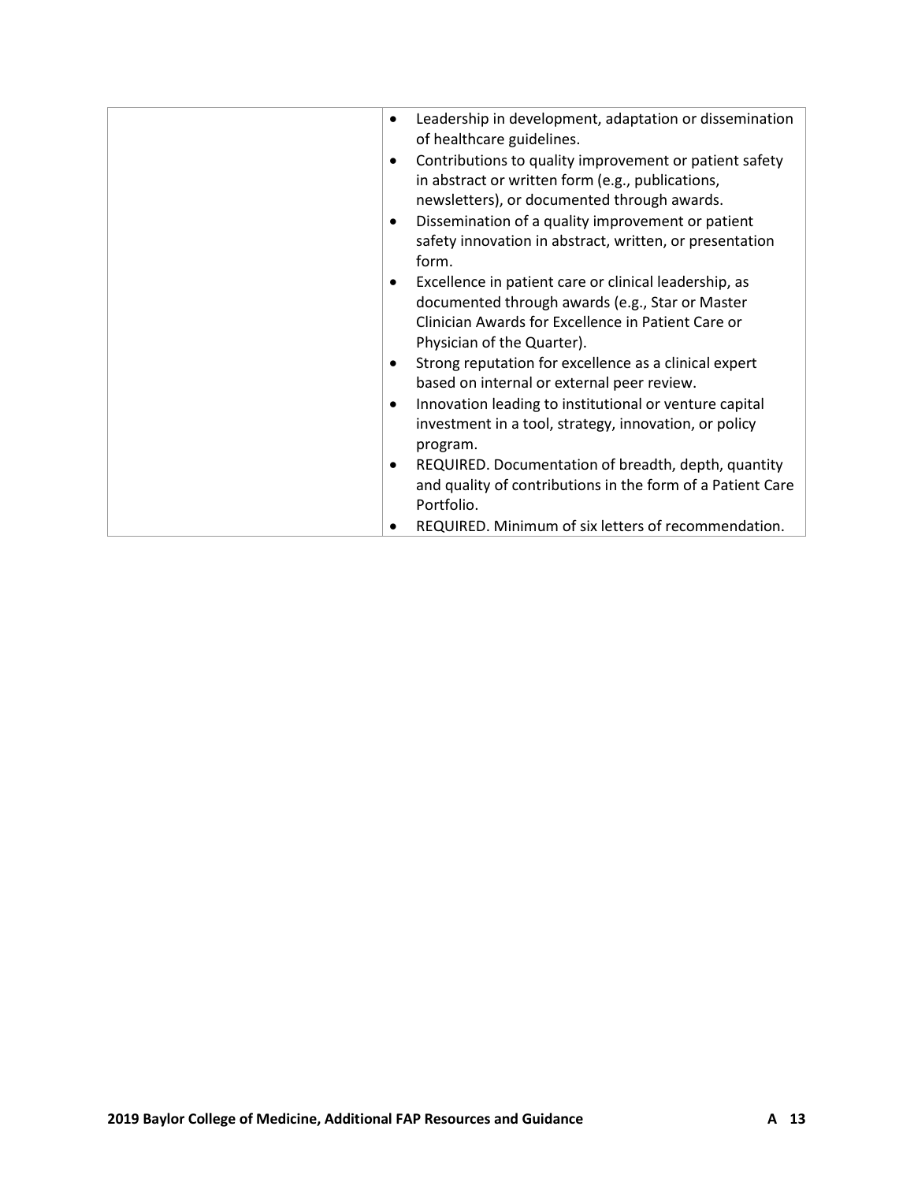| | |
|---|---|
| | <ul><li>Leadership in development, adaptation or dissemination of healthcare guidelines.</li><li>Contributions to quality improvement or patient safety in abstract or written form (e.g., publications, newsletters), or documented through awards.</li><li>Dissemination of a quality improvement or patient safety innovation in abstract, written, or presentation form.</li><li>Excellence in patient care or clinical leadership, as documented through awards (e.g., Star or Master Clinician Awards for Excellence in Patient Care or Physician of the Quarter).</li><li>Strong reputation for excellence as a clinical expert based on internal or external peer review.</li><li>Innovation leading to institutional or venture capital investment in a tool, strategy, innovation, or policy program.</li><li>REQUIRED. Documentation of breadth, depth, quantity and quality of contributions in the form of a Patient Care Portfolio.</li><li>REQUIRED. Minimum of six letters of recommendation.</li></ul> |